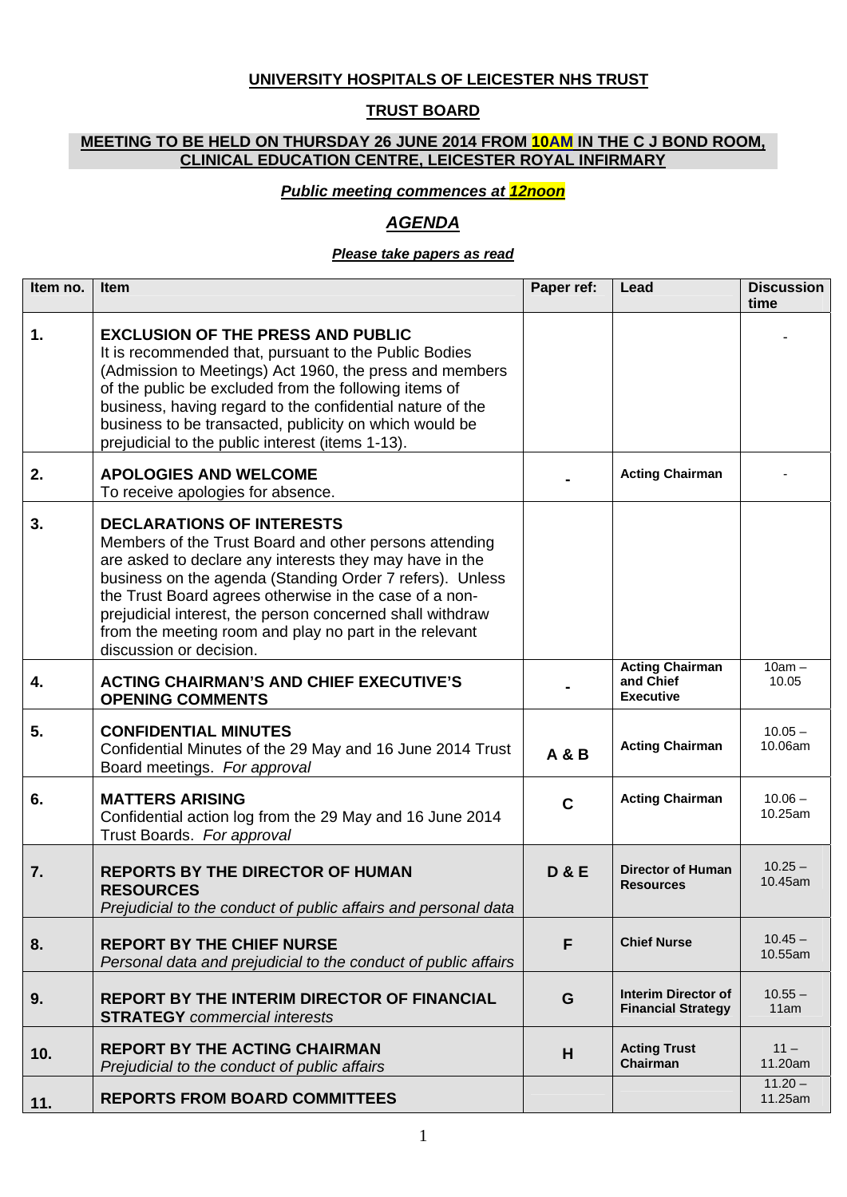**UNIVERSITY HOSPITALS OF LEICESTER NHS TRUST**

**TRUST BOARD**

**MEETING TO BE HELD ON THURSDAY 26 JUNE 2014 FROM 10AM IN THE C J BOND ROOM, CLINICAL EDUCATION CENTRE, LEICESTER ROYAL INFIRMARY**

***Public meeting commences at 12noon***

## *AGENDA*

***Please take papers as read***

| Item no. | Item | Paper ref: | Lead | Discussion time |
|---|---|---|---|---|
| 1. | **EXCLUSION OF THE PRESS AND PUBLIC** It is recommended that, pursuant to the Public Bodies (Admission to Meetings) Act 1960, the press and members of the public be excluded from the following items of business, having regard to the confidential nature of the business to be transacted, publicity on which would be prejudicial to the public interest (items 1-13). | | | - |
| 2. | **APOLOGIES AND WELCOME** To receive apologies for absence. | - | **Acting Chairman** | - |
| 3. | **DECLARATIONS OF INTERESTS** Members of the Trust Board and other persons attending are asked to declare any interests they may have in the business on the agenda (Standing Order 7 refers). Unless the Trust Board agrees otherwise in the case of a non-prejudicial interest, the person concerned shall withdraw from the meeting room and play no part in the relevant discussion or decision. | | | |
| 4. | **ACTING CHAIRMAN'S AND CHIEF EXECUTIVE'S OPENING COMMENTS** | - | **Acting Chairman and Chief Executive** | 10am – 10.05 |
| 5. | **CONFIDENTIAL MINUTES** Confidential Minutes of the 29 May and 16 June 2014 Trust Board meetings. *For approval* | **A & B** | **Acting Chairman** | 10.05 – 10.06am |
| 6. | **MATTERS ARISING** Confidential action log from the 29 May and 16 June 2014 Trust Boards. *For approval* | **C** | **Acting Chairman** | 10.06 – 10.25am |
| 7. | **REPORTS BY THE DIRECTOR OF HUMAN RESOURCES** *Prejudicial to the conduct of public affairs and personal data* | **D & E** | **Director of Human Resources** | 10.25 – 10.45am |
| 8. | **REPORT BY THE CHIEF NURSE** *Personal data and prejudicial to the conduct of public affairs* | **F** | **Chief Nurse** | 10.45 – 10.55am |
| 9. | **REPORT BY THE INTERIM DIRECTOR OF FINANCIAL STRATEGY** *commercial interests* | **G** | **Interim Director of Financial Strategy** | 10.55 – 11am |
| 10. | **REPORT BY THE ACTING CHAIRMAN** *Prejudicial to the conduct of public affairs* | **H** | **Acting Trust Chairman** | 11 – 11.20am |
| 11. | **REPORTS FROM BOARD COMMITTEES** | | | 11.20 – 11.25am |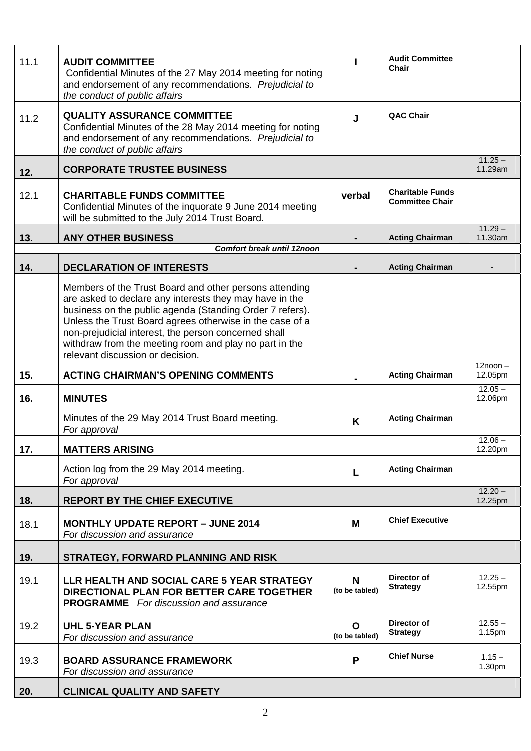| | | | | |
|---|---|---|---|---|
| 11.1 | **AUDIT COMMITTEE** Confidential Minutes of the 27 May 2014 meeting for noting and endorsement of any recommendations. *Prejudicial to the conduct of public affairs* | **I** | **Audit Committee Chair** | |
| 11.2 | **QUALITY ASSURANCE COMMITTEE** Confidential Minutes of the 28 May 2014 meeting for noting and endorsement of any recommendations. *Prejudicial to the conduct of public affairs* | **J** | **QAC Chair** | |
| **12.** | **CORPORATE TRUSTEE BUSINESS** | | | 11.25 – 11.29am |
| 12.1 | **CHARITABLE FUNDS COMMITTEE** Confidential Minutes of the inquorate 9 June 2014 meeting will be submitted to the July 2014 Trust Board. | **verbal** | **Charitable Funds Committee Chair** | |
| **13.** | **ANY OTHER BUSINESS** | **-** | **Acting Chairman** | 11.29 – 11.30am |
| | ***Comfort break until 12noon*** | | | |
| **14.** | **DECLARATION OF INTERESTS** | **-** | **Acting Chairman** | - |
| | Members of the Trust Board and other persons attending are asked to declare any interests they may have in the business on the public agenda (Standing Order 7 refers). Unless the Trust Board agrees otherwise in the case of a non-prejudicial interest, the person concerned shall withdraw from the meeting room and play no part in the relevant discussion or decision. | | | |
| **15.** | **ACTING CHAIRMAN'S OPENING COMMENTS** | **-** | **Acting Chairman** | 12noon – 12.05pm |
| **16.** | **MINUTES** | | | 12.05 – 12.06pm |
| | Minutes of the 29 May 2014 Trust Board meeting. *For approval* | **K** | **Acting Chairman** | |
| **17.** | **MATTERS ARISING** | | | 12.06 – 12.20pm |
| | Action log from the 29 May 2014 meeting. *For approval* | **L** | **Acting Chairman** | |
| **18.** | **REPORT BY THE CHIEF EXECUTIVE** | | | 12.20 – 12.25pm |
| 18.1 | **MONTHLY UPDATE REPORT – JUNE 2014** *For discussion and assurance* | **M** | **Chief Executive** | |
| **19.** | **STRATEGY, FORWARD PLANNING AND RISK** | | | |
| 19.1 | **LLR HEALTH AND SOCIAL CARE 5 YEAR STRATEGY DIRECTIONAL PLAN FOR BETTER CARE TOGETHER PROGRAMME** *For discussion and assurance* | **N** (to be tabled) | **Director of Strategy** | 12.25 – 12.55pm |
| 19.2 | **UHL 5-YEAR PLAN** *For discussion and assurance* | **O** (to be tabled) | **Director of Strategy** | 12.55 – 1.15pm |
| 19.3 | **BOARD ASSURANCE FRAMEWORK** *For discussion and assurance* | **P** | **Chief Nurse** | 1.15 – 1.30pm |
| **20.** | **CLINICAL QUALITY AND SAFETY** | | | |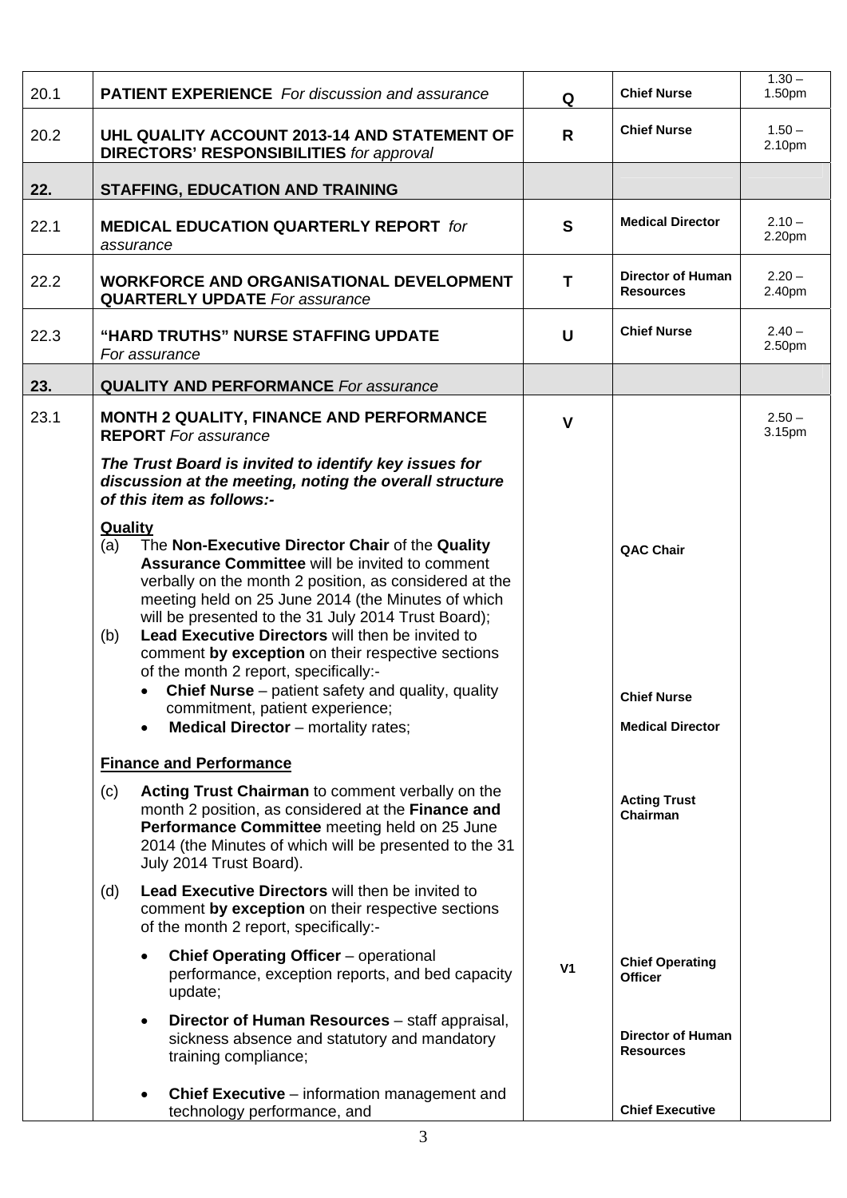| | | | | |
|---|---|---|---|---|
| 20.1 | **PATIENT EXPERIENCE** *For discussion and assurance* | **Q** | **Chief Nurse** | 1.30 – 1.50pm |
| 20.2 | **UHL QUALITY ACCOUNT 2013-14 AND STATEMENT OF DIRECTORS' RESPONSIBILITIES** *for approval* | **R** | **Chief Nurse** | 1.50 – 2.10pm |
| **22.** | **STAFFING, EDUCATION AND TRAINING** | | | |
| 22.1 | **MEDICAL EDUCATION QUARTERLY REPORT** *for assurance* | **S** | **Medical Director** | 2.10 – 2.20pm |
| 22.2 | **WORKFORCE AND ORGANISATIONAL DEVELOPMENT QUARTERLY UPDATE** *For assurance* | **T** | **Director of Human Resources** | 2.20 – 2.40pm |
| 22.3 | **"HARD TRUTHS" NURSE STAFFING UPDATE** *For assurance* | **U** | **Chief Nurse** | 2.40 – 2.50pm |
| **23.** | **QUALITY AND PERFORMANCE** *For assurance* | | | |
| 23.1 | **MONTH 2 QUALITY, FINANCE AND PERFORMANCE REPORT** *For assurance* | **V** | | 2.50 – 3.15pm |
| | ***The Trust Board is invited to identify key issues for discussion at the meeting, noting the overall structure of this item as follows:-*** | | | |
| | **Quality** | | | |
| | (a) The **Non-Executive Director Chair** of the **Quality Assurance Committee** will be invited to comment verbally on the month 2 position, as considered at the meeting held on 25 June 2014 (the Minutes of which will be presented to the 31 July 2014 Trust Board); | | **QAC Chair** | |
| | (b) **Lead Executive Directors** will then be invited to comment **by exception** on their respective sections of the month 2 report, specifically:- | | | |
| | • **Chief Nurse** – patient safety and quality, quality commitment, patient experience; | | **Chief Nurse** | |
| | • **Medical Director** – mortality rates; | | **Medical Director** | |
| | **Finance and Performance** | | | |
| | (c) **Acting Trust Chairman** to comment verbally on the month 2 position, as considered at the **Finance and Performance Committee** meeting held on 25 June 2014 (the Minutes of which will be presented to the 31 July 2014 Trust Board). | | **Acting Trust Chairman** | |
| | (d) **Lead Executive Directors** will then be invited to comment **by exception** on their respective sections of the month 2 report, specifically:- | | | |
| | • **Chief Operating Officer** – operational performance, exception reports, and bed capacity update; | **V1** | **Chief Operating Officer** | |
| | • **Director of Human Resources** – staff appraisal, sickness absence and statutory and mandatory training compliance; | | **Director of Human Resources** | |
| | • **Chief Executive** – information management and technology performance, and | | **Chief Executive** | |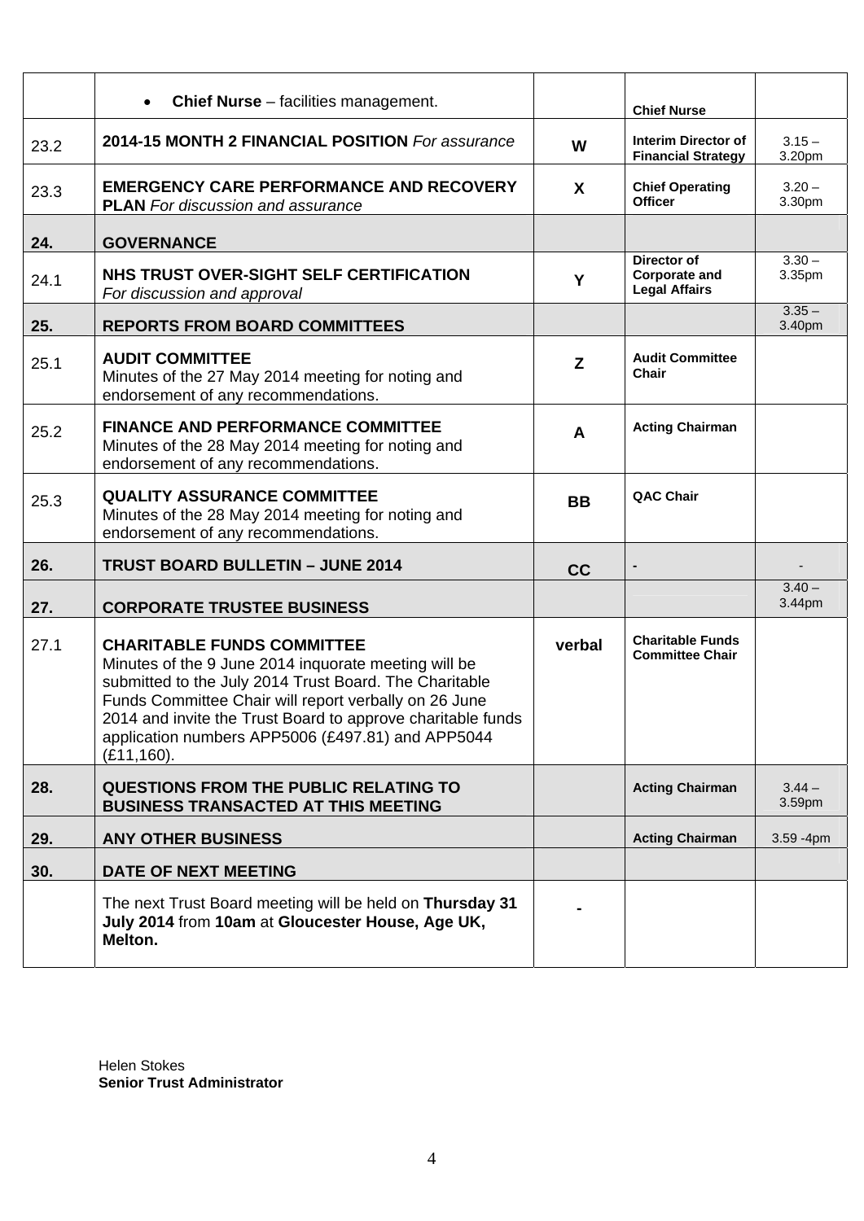| | | | | |
|---|---|---|---|---|
| | • **Chief Nurse** – facilities management. | | **Chief Nurse** | |
| 23.2 | **2014-15 MONTH 2 FINANCIAL POSITION** *For assurance* | **W** | **Interim Director of Financial Strategy** | 3.15 – 3.20pm |
| 23.3 | **EMERGENCY CARE PERFORMANCE AND RECOVERY PLAN** *For discussion and assurance* | **X** | **Chief Operating Officer** | 3.20 – 3.30pm |
| **24.** | **GOVERNANCE** | | | |
| 24.1 | **NHS TRUST OVER-SIGHT SELF CERTIFICATION** *For discussion and approval* | **Y** | **Director of Corporate and Legal Affairs** | 3.30 – 3.35pm |
| **25.** | **REPORTS FROM BOARD COMMITTEES** | | | 3.35 – 3.40pm |
| 25.1 | **AUDIT COMMITTEE** Minutes of the 27 May 2014 meeting for noting and endorsement of any recommendations. | **Z** | **Audit Committee Chair** | |
| 25.2 | **FINANCE AND PERFORMANCE COMMITTEE** Minutes of the 28 May 2014 meeting for noting and endorsement of any recommendations. | **A** | **Acting Chairman** | |
| 25.3 | **QUALITY ASSURANCE COMMITTEE** Minutes of the 28 May 2014 meeting for noting and endorsement of any recommendations. | **BB** | **QAC Chair** | |
| **26.** | **TRUST BOARD BULLETIN – JUNE 2014** | **CC** | - | - |
| **27.** | **CORPORATE TRUSTEE BUSINESS** | | | 3.40 – 3.44pm |
| 27.1 | **CHARITABLE FUNDS COMMITTEE** Minutes of the 9 June 2014 inquorate meeting will be submitted to the July 2014 Trust Board. The Charitable Funds Committee Chair will report verbally on 26 June 2014 and invite the Trust Board to approve charitable funds application numbers APP5006 (£497.81) and APP5044 (£11,160). | **verbal** | **Charitable Funds Committee Chair** | |
| **28.** | **QUESTIONS FROM THE PUBLIC RELATING TO BUSINESS TRANSACTED AT THIS MEETING** | | **Acting Chairman** | 3.44 – 3.59pm |
| **29.** | **ANY OTHER BUSINESS** | | **Acting Chairman** | 3.59 -4pm |
| **30.** | **DATE OF NEXT MEETING** | | | |
| | The next Trust Board meeting will be held on **Thursday 31 July 2014** from **10am** at **Gloucester House, Age UK, Melton.** | - | | |

Helen Stokes
**Senior Trust Administrator**